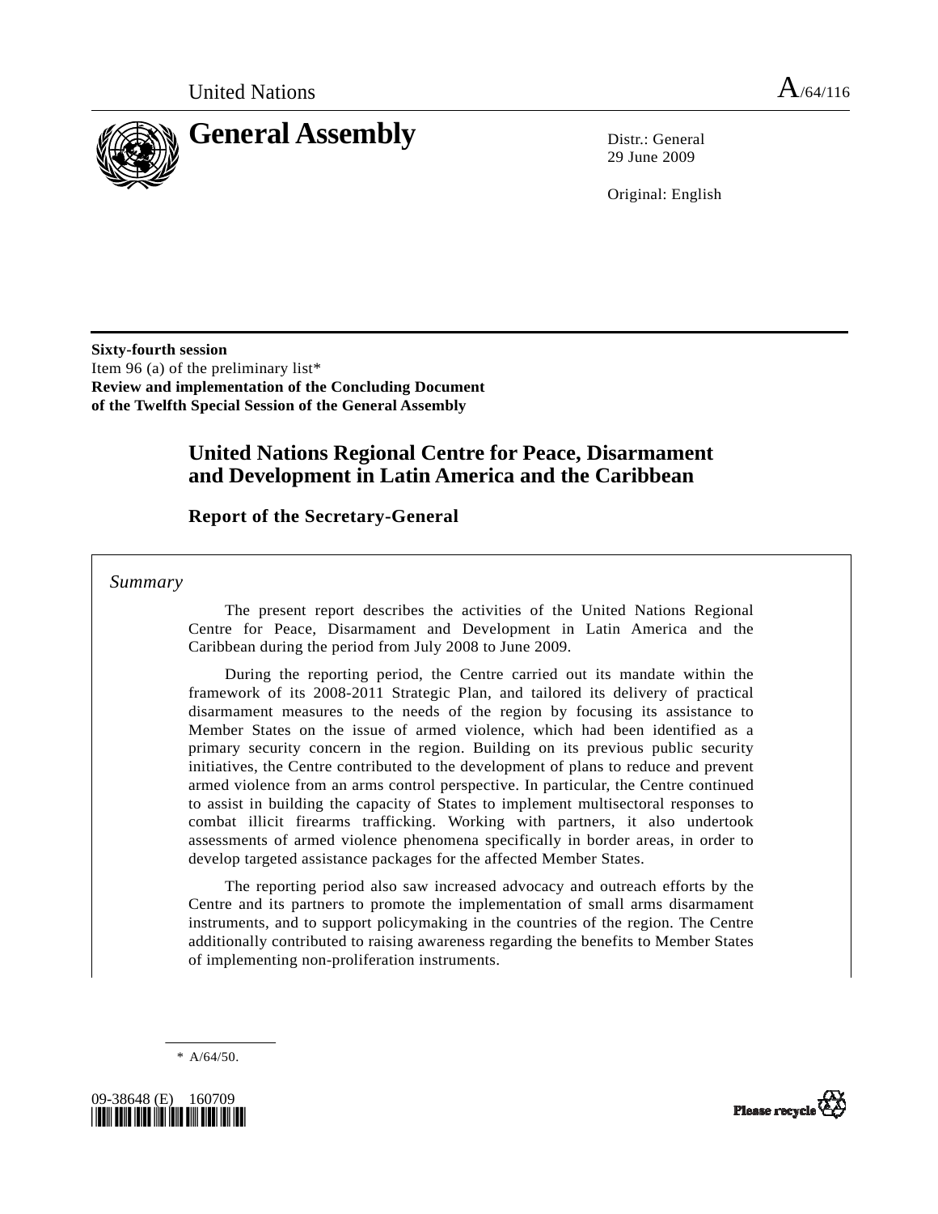United Nations

A/64/116

# General Assembly

Distr.: General
29 June 2009

Original: English

**Sixty-fourth session**
Item 96 (a) of the preliminary list*
**Review and implementation of the Concluding Document of the Twelfth Special Session of the General Assembly**

# United Nations Regional Centre for Peace, Disarmament and Development in Latin America and the Caribbean

## Report of the Secretary-General

*Summary*

The present report describes the activities of the United Nations Regional Centre for Peace, Disarmament and Development in Latin America and the Caribbean during the period from July 2008 to June 2009.

During the reporting period, the Centre carried out its mandate within the framework of its 2008-2011 Strategic Plan, and tailored its delivery of practical disarmament measures to the needs of the region by focusing its assistance to Member States on the issue of armed violence, which had been identified as a primary security concern in the region. Building on its previous public security initiatives, the Centre contributed to the development of plans to reduce and prevent armed violence from an arms control perspective. In particular, the Centre continued to assist in building the capacity of States to implement multisectoral responses to combat illicit firearms trafficking. Working with partners, it also undertook assessments of armed violence phenomena specifically in border areas, in order to develop targeted assistance packages for the affected Member States.

The reporting period also saw increased advocacy and outreach efforts by the Centre and its partners to promote the implementation of small arms disarmament instruments, and to support policymaking in the countries of the region. The Centre additionally contributed to raising awareness regarding the benefits to Member States of implementing non-proliferation instruments.

\* A/64/50.

09-38648 (E) 160709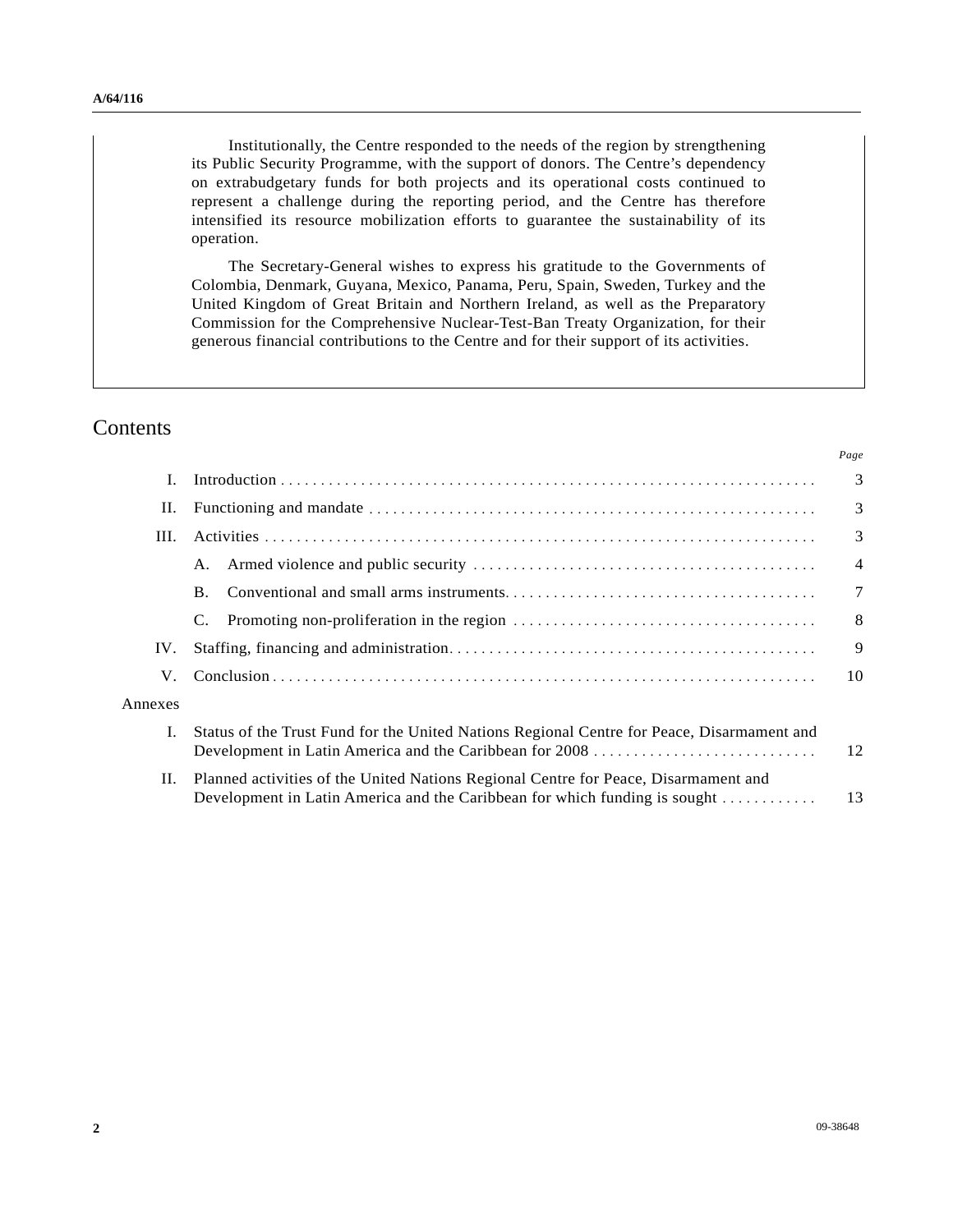Institutionally, the Centre responded to the needs of the region by strengthening its Public Security Programme, with the support of donors. The Centre's dependency on extrabudgetary funds for both projects and its operational costs continued to represent a challenge during the reporting period, and the Centre has therefore intensified its resource mobilization efforts to guarantee the sustainability of its operation.

The Secretary-General wishes to express his gratitude to the Governments of Colombia, Denmark, Guyana, Mexico, Panama, Peru, Spain, Sweden, Turkey and the United Kingdom of Great Britain and Northern Ireland, as well as the Preparatory Commission for the Comprehensive Nuclear-Test-Ban Treaty Organization, for their generous financial contributions to the Centre and for their support of its activities.

# Contents

| | | *Page* |
|---|---|---|
| I. | Introduction | 3 |
| II. | Functioning and mandate | 3 |
| III. | Activities | 3 |
| | A. Armed violence and public security | 4 |
| | B. Conventional and small arms instruments | 7 |
| | C. Promoting non-proliferation in the region | 8 |
| IV. | Staffing, financing and administration | 9 |
| V. | Conclusion | 10 |
| Annexes | | |
| I. | Status of the Trust Fund for the United Nations Regional Centre for Peace, Disarmament and Development in Latin America and the Caribbean for 2008 | 12 |
| II. | Planned activities of the United Nations Regional Centre for Peace, Disarmament and Development in Latin America and the Caribbean for which funding is sought | 13 |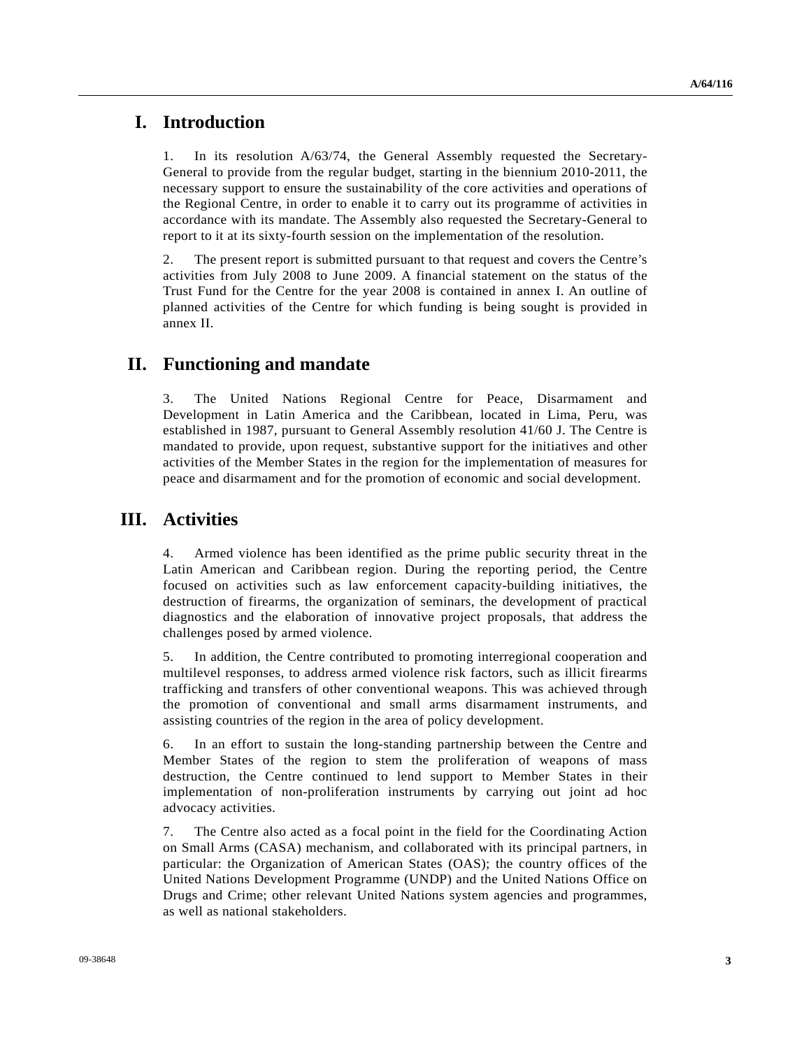# I. Introduction

1. In its resolution A/63/74, the General Assembly requested the Secretary-General to provide from the regular budget, starting in the biennium 2010-2011, the necessary support to ensure the sustainability of the core activities and operations of the Regional Centre, in order to enable it to carry out its programme of activities in accordance with its mandate. The Assembly also requested the Secretary-General to report to it at its sixty-fourth session on the implementation of the resolution.

2. The present report is submitted pursuant to that request and covers the Centre's activities from July 2008 to June 2009. A financial statement on the status of the Trust Fund for the Centre for the year 2008 is contained in annex I. An outline of planned activities of the Centre for which funding is being sought is provided in annex II.

# II. Functioning and mandate

3. The United Nations Regional Centre for Peace, Disarmament and Development in Latin America and the Caribbean, located in Lima, Peru, was established in 1987, pursuant to General Assembly resolution 41/60 J. The Centre is mandated to provide, upon request, substantive support for the initiatives and other activities of the Member States in the region for the implementation of measures for peace and disarmament and for the promotion of economic and social development.

# III. Activities

4. Armed violence has been identified as the prime public security threat in the Latin American and Caribbean region. During the reporting period, the Centre focused on activities such as law enforcement capacity-building initiatives, the destruction of firearms, the organization of seminars, the development of practical diagnostics and the elaboration of innovative project proposals, that address the challenges posed by armed violence.

5. In addition, the Centre contributed to promoting interregional cooperation and multilevel responses, to address armed violence risk factors, such as illicit firearms trafficking and transfers of other conventional weapons. This was achieved through the promotion of conventional and small arms disarmament instruments, and assisting countries of the region in the area of policy development.

6. In an effort to sustain the long-standing partnership between the Centre and Member States of the region to stem the proliferation of weapons of mass destruction, the Centre continued to lend support to Member States in their implementation of non-proliferation instruments by carrying out joint ad hoc advocacy activities.

7. The Centre also acted as a focal point in the field for the Coordinating Action on Small Arms (CASA) mechanism, and collaborated with its principal partners, in particular: the Organization of American States (OAS); the country offices of the United Nations Development Programme (UNDP) and the United Nations Office on Drugs and Crime; other relevant United Nations system agencies and programmes, as well as national stakeholders.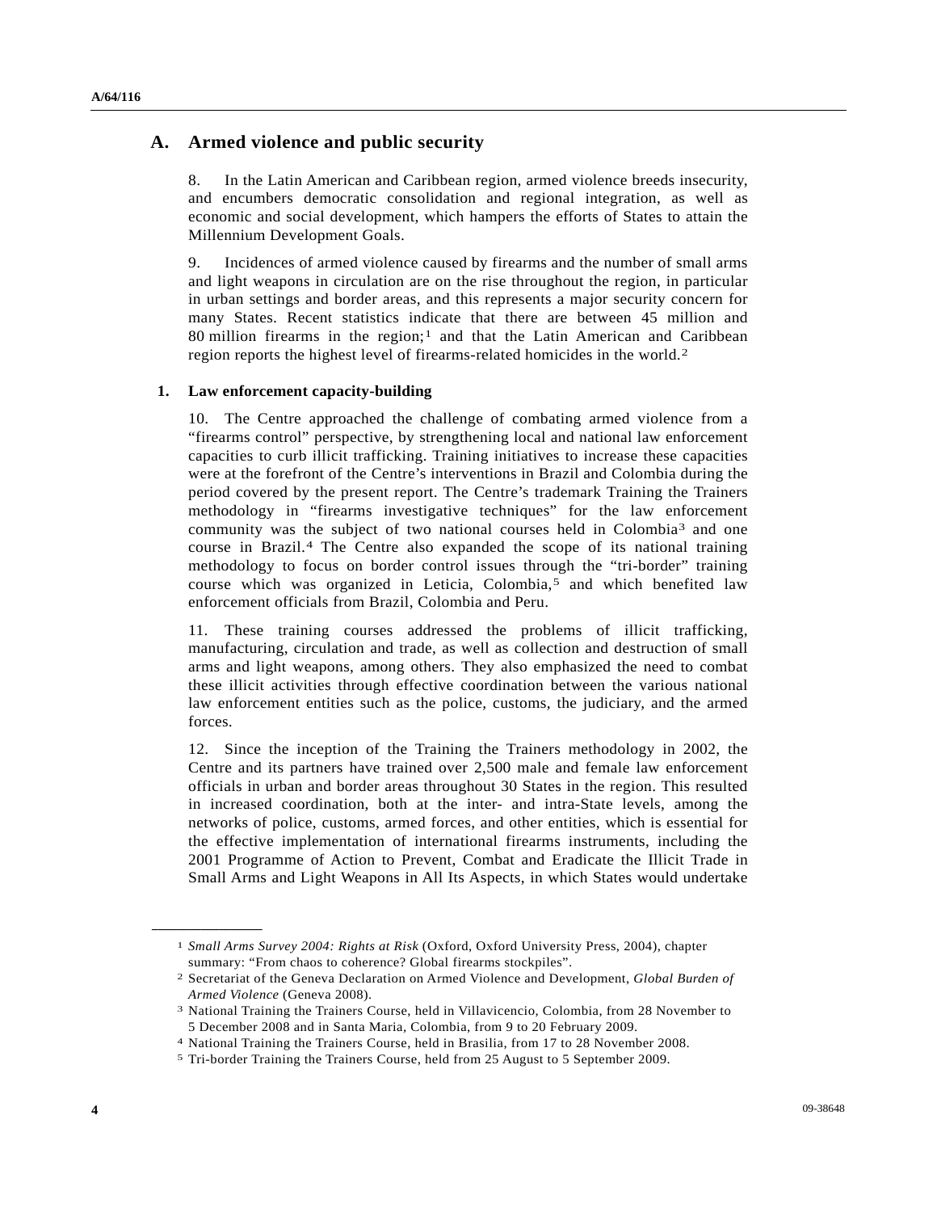## A. Armed violence and public security

8. In the Latin American and Caribbean region, armed violence breeds insecurity, and encumbers democratic consolidation and regional integration, as well as economic and social development, which hampers the efforts of States to attain the Millennium Development Goals.

9. Incidences of armed violence caused by firearms and the number of small arms and light weapons in circulation are on the rise throughout the region, in particular in urban settings and border areas, and this represents a major security concern for many States. Recent statistics indicate that there are between 45 million and 80 million firearms in the region;[1] and that the Latin American and Caribbean region reports the highest level of firearms-related homicides in the world.[2]

### 1. Law enforcement capacity-building

10. The Centre approached the challenge of combating armed violence from a "firearms control" perspective, by strengthening local and national law enforcement capacities to curb illicit trafficking. Training initiatives to increase these capacities were at the forefront of the Centre's interventions in Brazil and Colombia during the period covered by the present report. The Centre's trademark Training the Trainers methodology in "firearms investigative techniques" for the law enforcement community was the subject of two national courses held in Colombia[3] and one course in Brazil.[4] The Centre also expanded the scope of its national training methodology to focus on border control issues through the "tri-border" training course which was organized in Leticia, Colombia,[5] and which benefited law enforcement officials from Brazil, Colombia and Peru.

11. These training courses addressed the problems of illicit trafficking, manufacturing, circulation and trade, as well as collection and destruction of small arms and light weapons, among others. They also emphasized the need to combat these illicit activities through effective coordination between the various national law enforcement entities such as the police, customs, the judiciary, and the armed forces.

12. Since the inception of the Training the Trainers methodology in 2002, the Centre and its partners have trained over 2,500 male and female law enforcement officials in urban and border areas throughout 30 States in the region. This resulted in increased coordination, both at the inter- and intra-State levels, among the networks of police, customs, armed forces, and other entities, which is essential for the effective implementation of international firearms instruments, including the 2001 Programme of Action to Prevent, Combat and Eradicate the Illicit Trade in Small Arms and Light Weapons in All Its Aspects, in which States would undertake

---

[1] *Small Arms Survey 2004: Rights at Risk* (Oxford, Oxford University Press, 2004), chapter summary: "From chaos to coherence? Global firearms stockpiles".

[2] Secretariat of the Geneva Declaration on Armed Violence and Development, *Global Burden of Armed Violence* (Geneva 2008).

[3] National Training the Trainers Course, held in Villavicencio, Colombia, from 28 November to 5 December 2008 and in Santa Maria, Colombia, from 9 to 20 February 2009.

[4] National Training the Trainers Course, held in Brasilia, from 17 to 28 November 2008.

[5] Tri-border Training the Trainers Course, held from 25 August to 5 September 2009.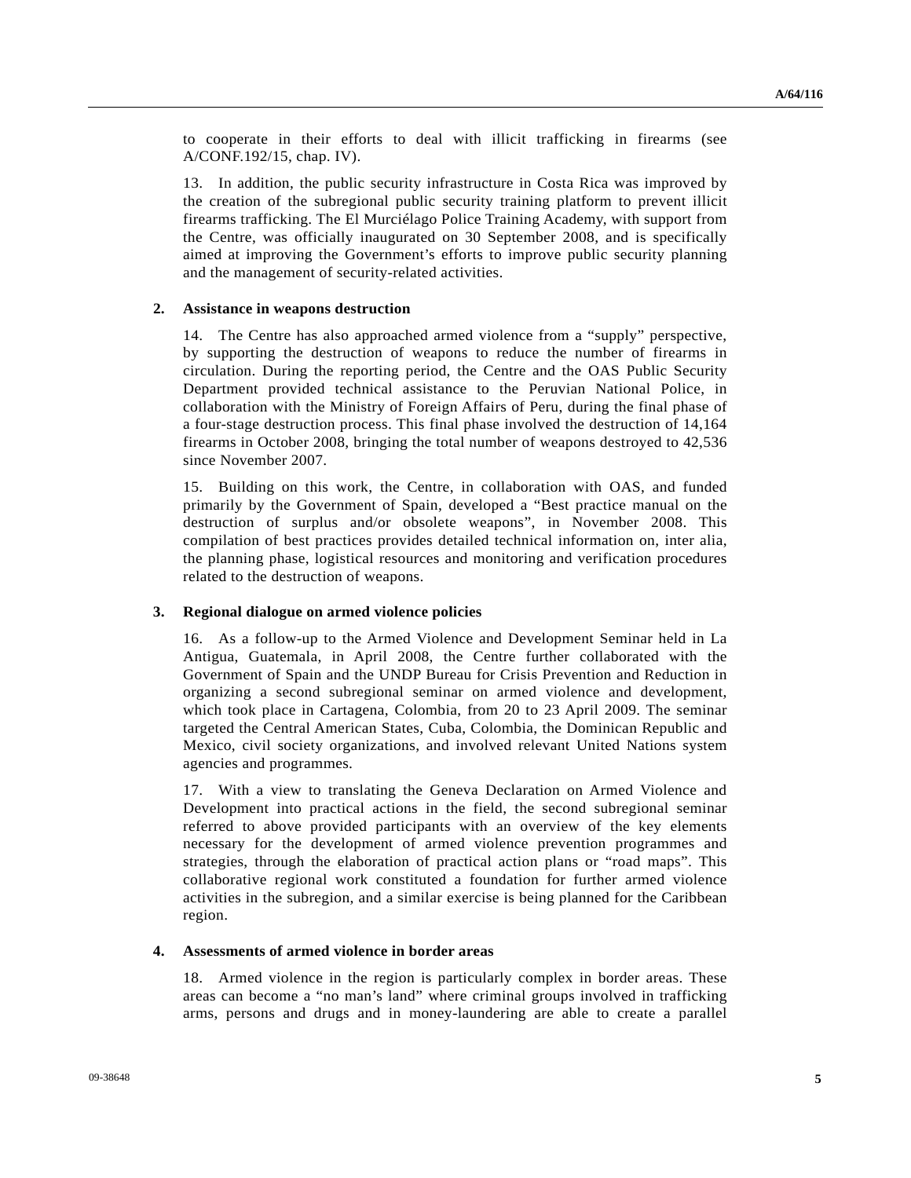to cooperate in their efforts to deal with illicit trafficking in firearms (see A/CONF.192/15, chap. IV).

13. In addition, the public security infrastructure in Costa Rica was improved by the creation of the subregional public security training platform to prevent illicit firearms trafficking. The El Murciélago Police Training Academy, with support from the Centre, was officially inaugurated on 30 September 2008, and is specifically aimed at improving the Government's efforts to improve public security planning and the management of security-related activities.

### 2. Assistance in weapons destruction

14. The Centre has also approached armed violence from a "supply" perspective, by supporting the destruction of weapons to reduce the number of firearms in circulation. During the reporting period, the Centre and the OAS Public Security Department provided technical assistance to the Peruvian National Police, in collaboration with the Ministry of Foreign Affairs of Peru, during the final phase of a four-stage destruction process. This final phase involved the destruction of 14,164 firearms in October 2008, bringing the total number of weapons destroyed to 42,536 since November 2007.

15. Building on this work, the Centre, in collaboration with OAS, and funded primarily by the Government of Spain, developed a "Best practice manual on the destruction of surplus and/or obsolete weapons", in November 2008. This compilation of best practices provides detailed technical information on, inter alia, the planning phase, logistical resources and monitoring and verification procedures related to the destruction of weapons.

### 3. Regional dialogue on armed violence policies

16. As a follow-up to the Armed Violence and Development Seminar held in La Antigua, Guatemala, in April 2008, the Centre further collaborated with the Government of Spain and the UNDP Bureau for Crisis Prevention and Reduction in organizing a second subregional seminar on armed violence and development, which took place in Cartagena, Colombia, from 20 to 23 April 2009. The seminar targeted the Central American States, Cuba, Colombia, the Dominican Republic and Mexico, civil society organizations, and involved relevant United Nations system agencies and programmes.

17. With a view to translating the Geneva Declaration on Armed Violence and Development into practical actions in the field, the second subregional seminar referred to above provided participants with an overview of the key elements necessary for the development of armed violence prevention programmes and strategies, through the elaboration of practical action plans or "road maps". This collaborative regional work constituted a foundation for further armed violence activities in the subregion, and a similar exercise is being planned for the Caribbean region.

### 4. Assessments of armed violence in border areas

18. Armed violence in the region is particularly complex in border areas. These areas can become a "no man's land" where criminal groups involved in trafficking arms, persons and drugs and in money-laundering are able to create a parallel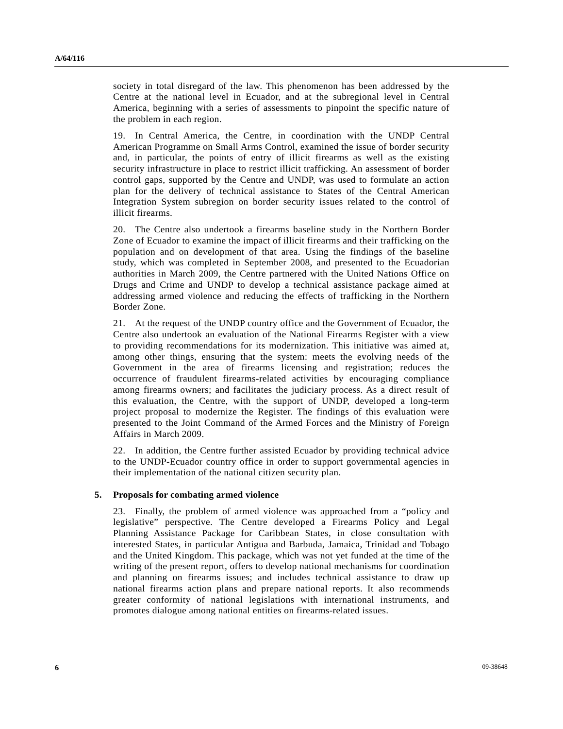society in total disregard of the law. This phenomenon has been addressed by the Centre at the national level in Ecuador, and at the subregional level in Central America, beginning with a series of assessments to pinpoint the specific nature of the problem in each region.

19. In Central America, the Centre, in coordination with the UNDP Central American Programme on Small Arms Control, examined the issue of border security and, in particular, the points of entry of illicit firearms as well as the existing security infrastructure in place to restrict illicit trafficking. An assessment of border control gaps, supported by the Centre and UNDP, was used to formulate an action plan for the delivery of technical assistance to States of the Central American Integration System subregion on border security issues related to the control of illicit firearms.

20. The Centre also undertook a firearms baseline study in the Northern Border Zone of Ecuador to examine the impact of illicit firearms and their trafficking on the population and on development of that area. Using the findings of the baseline study, which was completed in September 2008, and presented to the Ecuadorian authorities in March 2009, the Centre partnered with the United Nations Office on Drugs and Crime and UNDP to develop a technical assistance package aimed at addressing armed violence and reducing the effects of trafficking in the Northern Border Zone.

21. At the request of the UNDP country office and the Government of Ecuador, the Centre also undertook an evaluation of the National Firearms Register with a view to providing recommendations for its modernization. This initiative was aimed at, among other things, ensuring that the system: meets the evolving needs of the Government in the area of firearms licensing and registration; reduces the occurrence of fraudulent firearms-related activities by encouraging compliance among firearms owners; and facilitates the judiciary process. As a direct result of this evaluation, the Centre, with the support of UNDP, developed a long-term project proposal to modernize the Register. The findings of this evaluation were presented to the Joint Command of the Armed Forces and the Ministry of Foreign Affairs in March 2009.

22. In addition, the Centre further assisted Ecuador by providing technical advice to the UNDP-Ecuador country office in order to support governmental agencies in their implementation of the national citizen security plan.

### 5. Proposals for combating armed violence

23. Finally, the problem of armed violence was approached from a "policy and legislative" perspective. The Centre developed a Firearms Policy and Legal Planning Assistance Package for Caribbean States, in close consultation with interested States, in particular Antigua and Barbuda, Jamaica, Trinidad and Tobago and the United Kingdom. This package, which was not yet funded at the time of the writing of the present report, offers to develop national mechanisms for coordination and planning on firearms issues; and includes technical assistance to draw up national firearms action plans and prepare national reports. It also recommends greater conformity of national legislations with international instruments, and promotes dialogue among national entities on firearms-related issues.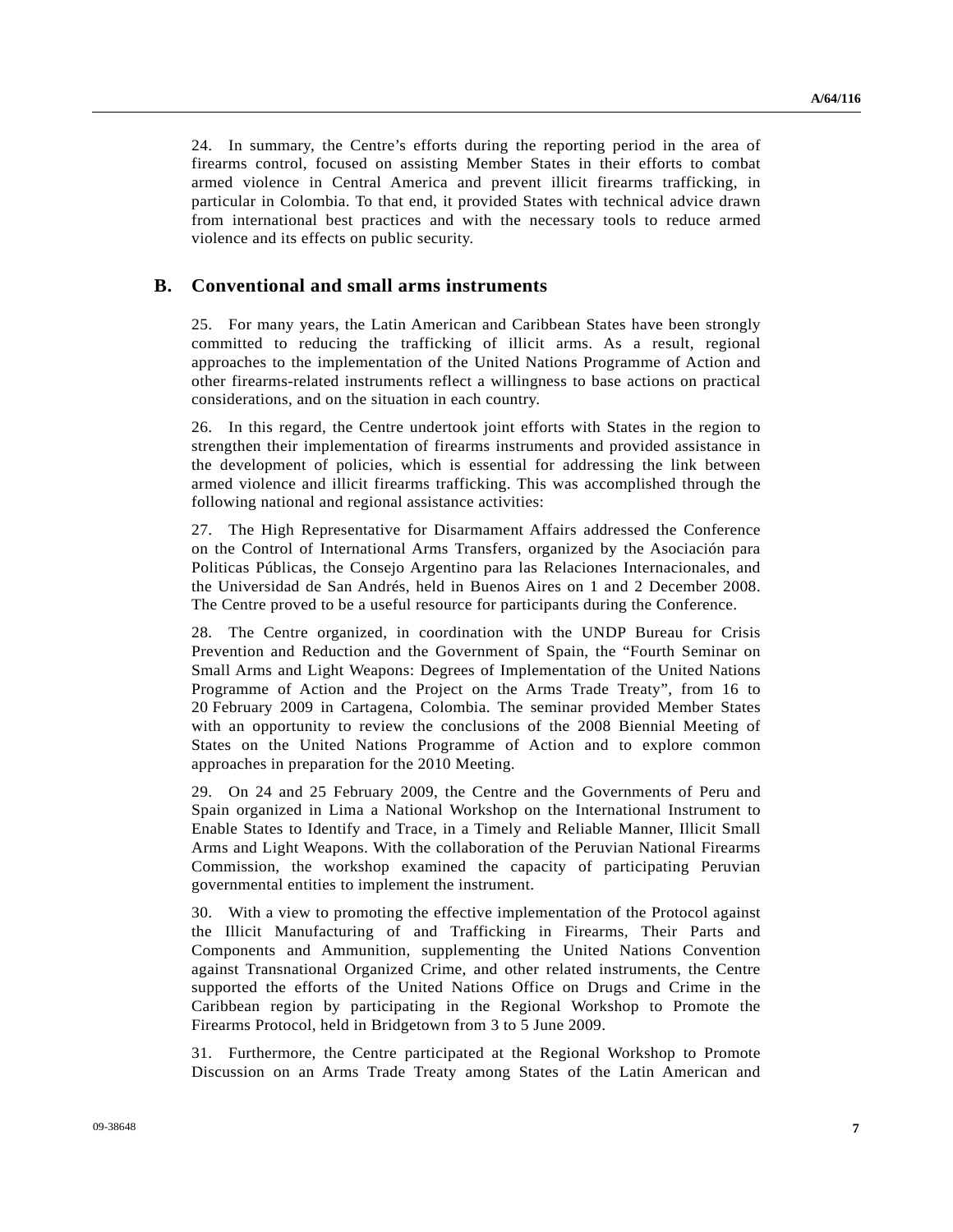24. In summary, the Centre's efforts during the reporting period in the area of firearms control, focused on assisting Member States in their efforts to combat armed violence in Central America and prevent illicit firearms trafficking, in particular in Colombia. To that end, it provided States with technical advice drawn from international best practices and with the necessary tools to reduce armed violence and its effects on public security.

## B. Conventional and small arms instruments

25. For many years, the Latin American and Caribbean States have been strongly committed to reducing the trafficking of illicit arms. As a result, regional approaches to the implementation of the United Nations Programme of Action and other firearms-related instruments reflect a willingness to base actions on practical considerations, and on the situation in each country.

26. In this regard, the Centre undertook joint efforts with States in the region to strengthen their implementation of firearms instruments and provided assistance in the development of policies, which is essential for addressing the link between armed violence and illicit firearms trafficking. This was accomplished through the following national and regional assistance activities:

27. The High Representative for Disarmament Affairs addressed the Conference on the Control of International Arms Transfers, organized by the Asociación para Politicas Públicas, the Consejo Argentino para las Relaciones Internacionales, and the Universidad de San Andrés, held in Buenos Aires on 1 and 2 December 2008. The Centre proved to be a useful resource for participants during the Conference.

28. The Centre organized, in coordination with the UNDP Bureau for Crisis Prevention and Reduction and the Government of Spain, the "Fourth Seminar on Small Arms and Light Weapons: Degrees of Implementation of the United Nations Programme of Action and the Project on the Arms Trade Treaty", from 16 to 20 February 2009 in Cartagena, Colombia. The seminar provided Member States with an opportunity to review the conclusions of the 2008 Biennial Meeting of States on the United Nations Programme of Action and to explore common approaches in preparation for the 2010 Meeting.

29. On 24 and 25 February 2009, the Centre and the Governments of Peru and Spain organized in Lima a National Workshop on the International Instrument to Enable States to Identify and Trace, in a Timely and Reliable Manner, Illicit Small Arms and Light Weapons. With the collaboration of the Peruvian National Firearms Commission, the workshop examined the capacity of participating Peruvian governmental entities to implement the instrument.

30. With a view to promoting the effective implementation of the Protocol against the Illicit Manufacturing of and Trafficking in Firearms, Their Parts and Components and Ammunition, supplementing the United Nations Convention against Transnational Organized Crime, and other related instruments, the Centre supported the efforts of the United Nations Office on Drugs and Crime in the Caribbean region by participating in the Regional Workshop to Promote the Firearms Protocol, held in Bridgetown from 3 to 5 June 2009.

31. Furthermore, the Centre participated at the Regional Workshop to Promote Discussion on an Arms Trade Treaty among States of the Latin American and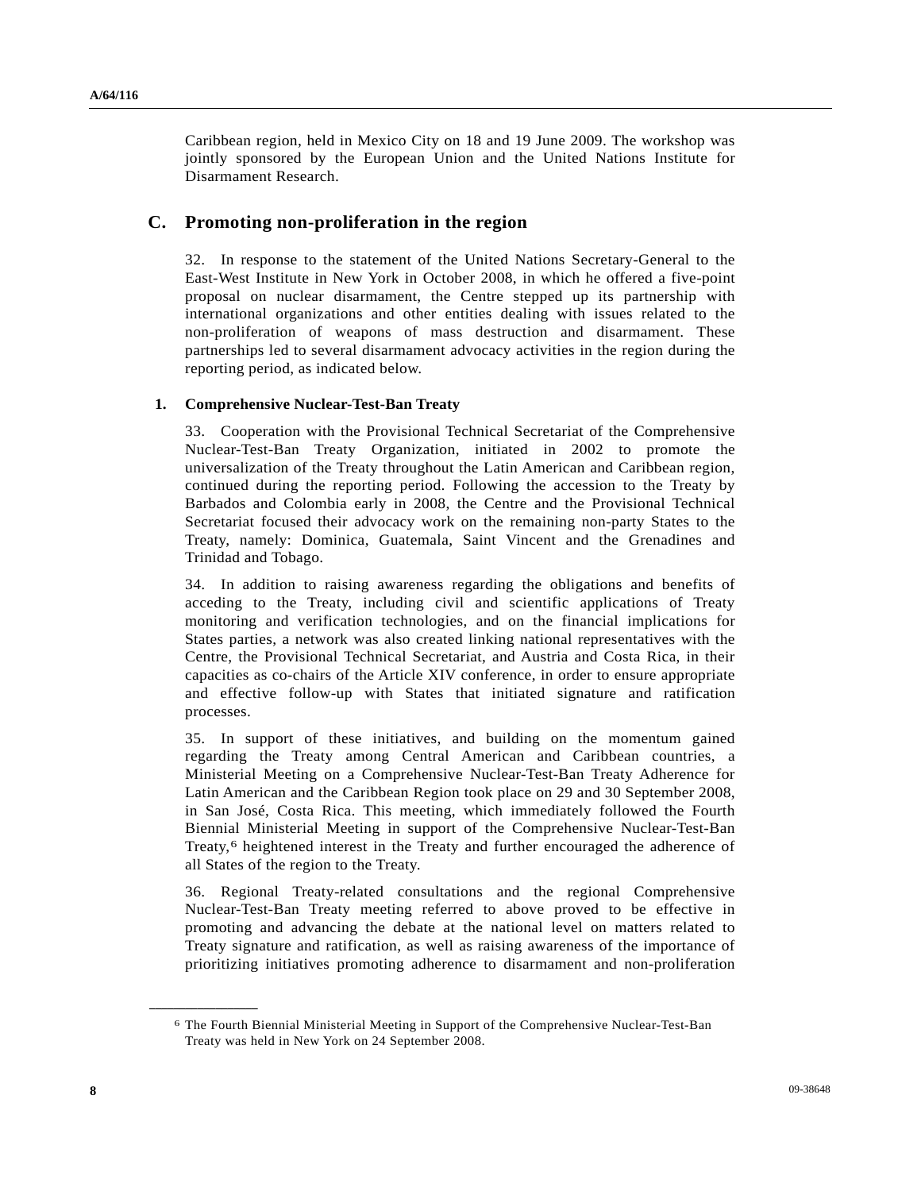Caribbean region, held in Mexico City on 18 and 19 June 2009. The workshop was jointly sponsored by the European Union and the United Nations Institute for Disarmament Research.

## C. Promoting non-proliferation in the region

32. In response to the statement of the United Nations Secretary-General to the East-West Institute in New York in October 2008, in which he offered a five-point proposal on nuclear disarmament, the Centre stepped up its partnership with international organizations and other entities dealing with issues related to the non-proliferation of weapons of mass destruction and disarmament. These partnerships led to several disarmament advocacy activities in the region during the reporting period, as indicated below.

### 1. Comprehensive Nuclear-Test-Ban Treaty

33. Cooperation with the Provisional Technical Secretariat of the Comprehensive Nuclear-Test-Ban Treaty Organization, initiated in 2002 to promote the universalization of the Treaty throughout the Latin American and Caribbean region, continued during the reporting period. Following the accession to the Treaty by Barbados and Colombia early in 2008, the Centre and the Provisional Technical Secretariat focused their advocacy work on the remaining non-party States to the Treaty, namely: Dominica, Guatemala, Saint Vincent and the Grenadines and Trinidad and Tobago.

34. In addition to raising awareness regarding the obligations and benefits of acceding to the Treaty, including civil and scientific applications of Treaty monitoring and verification technologies, and on the financial implications for States parties, a network was also created linking national representatives with the Centre, the Provisional Technical Secretariat, and Austria and Costa Rica, in their capacities as co-chairs of the Article XIV conference, in order to ensure appropriate and effective follow-up with States that initiated signature and ratification processes.

35. In support of these initiatives, and building on the momentum gained regarding the Treaty among Central American and Caribbean countries, a Ministerial Meeting on a Comprehensive Nuclear-Test-Ban Treaty Adherence for Latin American and the Caribbean Region took place on 29 and 30 September 2008, in San José, Costa Rica. This meeting, which immediately followed the Fourth Biennial Ministerial Meeting in support of the Comprehensive Nuclear-Test-Ban Treaty,[6] heightened interest in the Treaty and further encouraged the adherence of all States of the region to the Treaty.

36. Regional Treaty-related consultations and the regional Comprehensive Nuclear-Test-Ban Treaty meeting referred to above proved to be effective in promoting and advancing the debate at the national level on matters related to Treaty signature and ratification, as well as raising awareness of the importance of prioritizing initiatives promoting adherence to disarmament and non-proliferation

---

[6] The Fourth Biennial Ministerial Meeting in Support of the Comprehensive Nuclear-Test-Ban Treaty was held in New York on 24 September 2008.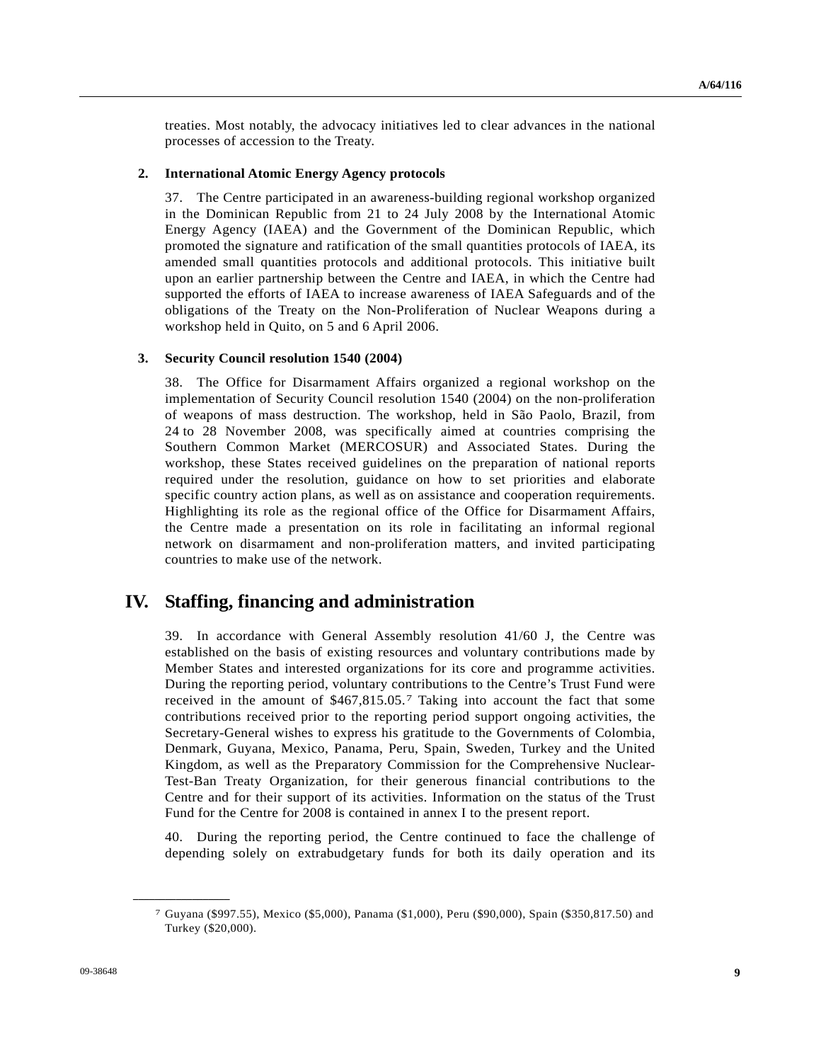treaties. Most notably, the advocacy initiatives led to clear advances in the national processes of accession to the Treaty.

### 2. International Atomic Energy Agency protocols

37. The Centre participated in an awareness-building regional workshop organized in the Dominican Republic from 21 to 24 July 2008 by the International Atomic Energy Agency (IAEA) and the Government of the Dominican Republic, which promoted the signature and ratification of the small quantities protocols of IAEA, its amended small quantities protocols and additional protocols. This initiative built upon an earlier partnership between the Centre and IAEA, in which the Centre had supported the efforts of IAEA to increase awareness of IAEA Safeguards and of the obligations of the Treaty on the Non-Proliferation of Nuclear Weapons during a workshop held in Quito, on 5 and 6 April 2006.

### 3. Security Council resolution 1540 (2004)

38. The Office for Disarmament Affairs organized a regional workshop on the implementation of Security Council resolution 1540 (2004) on the non-proliferation of weapons of mass destruction. The workshop, held in São Paolo, Brazil, from 24 to 28 November 2008, was specifically aimed at countries comprising the Southern Common Market (MERCOSUR) and Associated States. During the workshop, these States received guidelines on the preparation of national reports required under the resolution, guidance on how to set priorities and elaborate specific country action plans, as well as on assistance and cooperation requirements. Highlighting its role as the regional office of the Office for Disarmament Affairs, the Centre made a presentation on its role in facilitating an informal regional network on disarmament and non-proliferation matters, and invited participating countries to make use of the network.

## IV. Staffing, financing and administration

39. In accordance with General Assembly resolution 41/60 J, the Centre was established on the basis of existing resources and voluntary contributions made by Member States and interested organizations for its core and programme activities. During the reporting period, voluntary contributions to the Centre's Trust Fund were received in the amount of $467,815.05.[7] Taking into account the fact that some contributions received prior to the reporting period support ongoing activities, the Secretary-General wishes to express his gratitude to the Governments of Colombia, Denmark, Guyana, Mexico, Panama, Peru, Spain, Sweden, Turkey and the United Kingdom, as well as the Preparatory Commission for the Comprehensive Nuclear-Test-Ban Treaty Organization, for their generous financial contributions to the Centre and for their support of its activities. Information on the status of the Trust Fund for the Centre for 2008 is contained in annex I to the present report.

40. During the reporting period, the Centre continued to face the challenge of depending solely on extrabudgetary funds for both its daily operation and its

---

[7] Guyana ($997.55), Mexico ($5,000), Panama ($1,000), Peru ($90,000), Spain ($350,817.50) and Turkey ($20,000).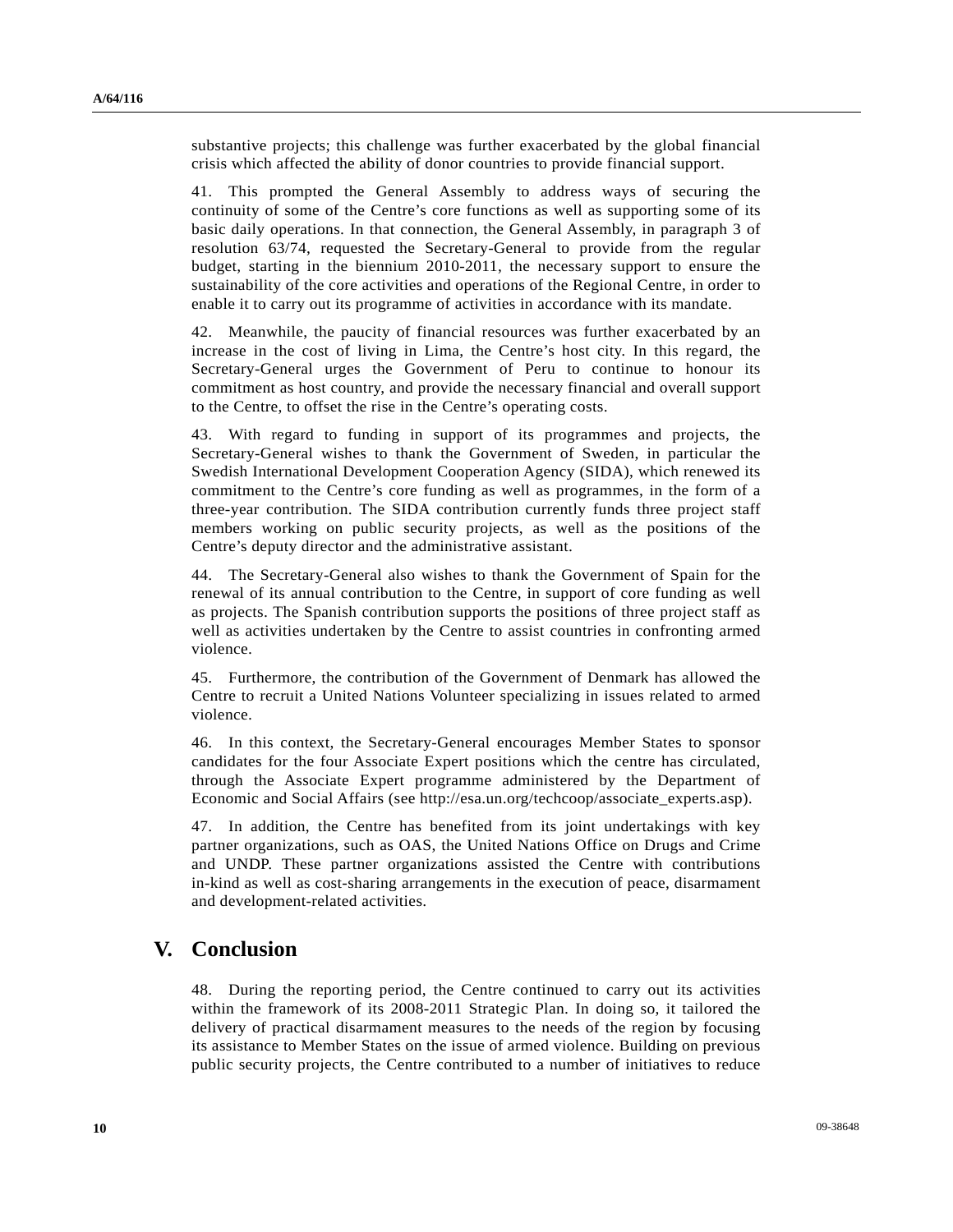substantive projects; this challenge was further exacerbated by the global financial crisis which affected the ability of donor countries to provide financial support.

41. This prompted the General Assembly to address ways of securing the continuity of some of the Centre's core functions as well as supporting some of its basic daily operations. In that connection, the General Assembly, in paragraph 3 of resolution 63/74, requested the Secretary-General to provide from the regular budget, starting in the biennium 2010-2011, the necessary support to ensure the sustainability of the core activities and operations of the Regional Centre, in order to enable it to carry out its programme of activities in accordance with its mandate.

42. Meanwhile, the paucity of financial resources was further exacerbated by an increase in the cost of living in Lima, the Centre's host city. In this regard, the Secretary-General urges the Government of Peru to continue to honour its commitment as host country, and provide the necessary financial and overall support to the Centre, to offset the rise in the Centre's operating costs.

43. With regard to funding in support of its programmes and projects, the Secretary-General wishes to thank the Government of Sweden, in particular the Swedish International Development Cooperation Agency (SIDA), which renewed its commitment to the Centre's core funding as well as programmes, in the form of a three-year contribution. The SIDA contribution currently funds three project staff members working on public security projects, as well as the positions of the Centre's deputy director and the administrative assistant.

44. The Secretary-General also wishes to thank the Government of Spain for the renewal of its annual contribution to the Centre, in support of core funding as well as projects. The Spanish contribution supports the positions of three project staff as well as activities undertaken by the Centre to assist countries in confronting armed violence.

45. Furthermore, the contribution of the Government of Denmark has allowed the Centre to recruit a United Nations Volunteer specializing in issues related to armed violence.

46. In this context, the Secretary-General encourages Member States to sponsor candidates for the four Associate Expert positions which the centre has circulated, through the Associate Expert programme administered by the Department of Economic and Social Affairs (see http://esa.un.org/techcoop/associate_experts.asp).

47. In addition, the Centre has benefited from its joint undertakings with key partner organizations, such as OAS, the United Nations Office on Drugs and Crime and UNDP. These partner organizations assisted the Centre with contributions in-kind as well as cost-sharing arrangements in the execution of peace, disarmament and development-related activities.

## V. Conclusion

48. During the reporting period, the Centre continued to carry out its activities within the framework of its 2008-2011 Strategic Plan. In doing so, it tailored the delivery of practical disarmament measures to the needs of the region by focusing its assistance to Member States on the issue of armed violence. Building on previous public security projects, the Centre contributed to a number of initiatives to reduce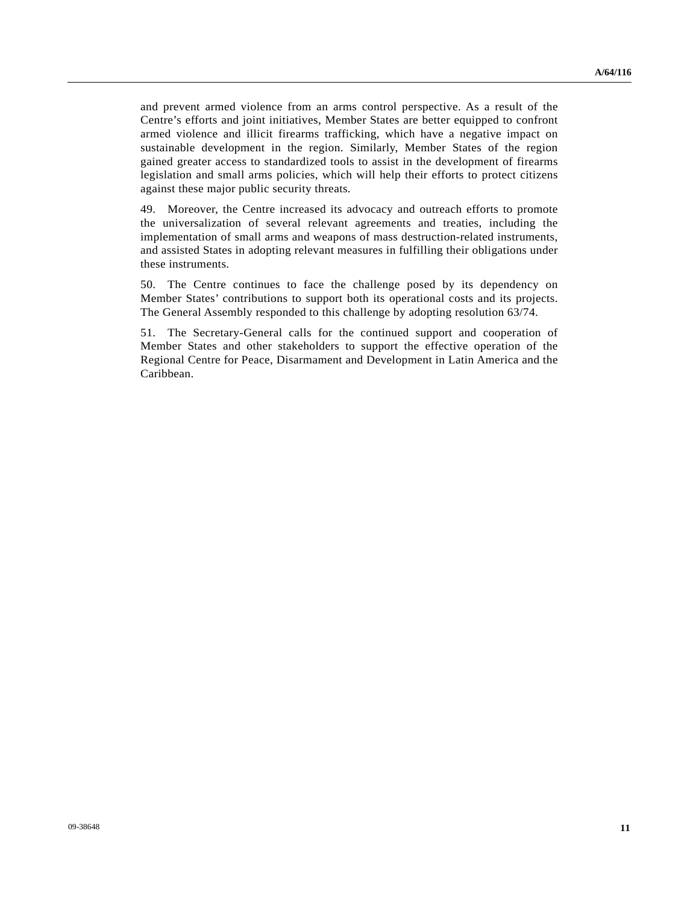and prevent armed violence from an arms control perspective. As a result of the Centre's efforts and joint initiatives, Member States are better equipped to confront armed violence and illicit firearms trafficking, which have a negative impact on sustainable development in the region. Similarly, Member States of the region gained greater access to standardized tools to assist in the development of firearms legislation and small arms policies, which will help their efforts to protect citizens against these major public security threats.

49. Moreover, the Centre increased its advocacy and outreach efforts to promote the universalization of several relevant agreements and treaties, including the implementation of small arms and weapons of mass destruction-related instruments, and assisted States in adopting relevant measures in fulfilling their obligations under these instruments.

50. The Centre continues to face the challenge posed by its dependency on Member States' contributions to support both its operational costs and its projects. The General Assembly responded to this challenge by adopting resolution 63/74.

51. The Secretary-General calls for the continued support and cooperation of Member States and other stakeholders to support the effective operation of the Regional Centre for Peace, Disarmament and Development in Latin America and the Caribbean.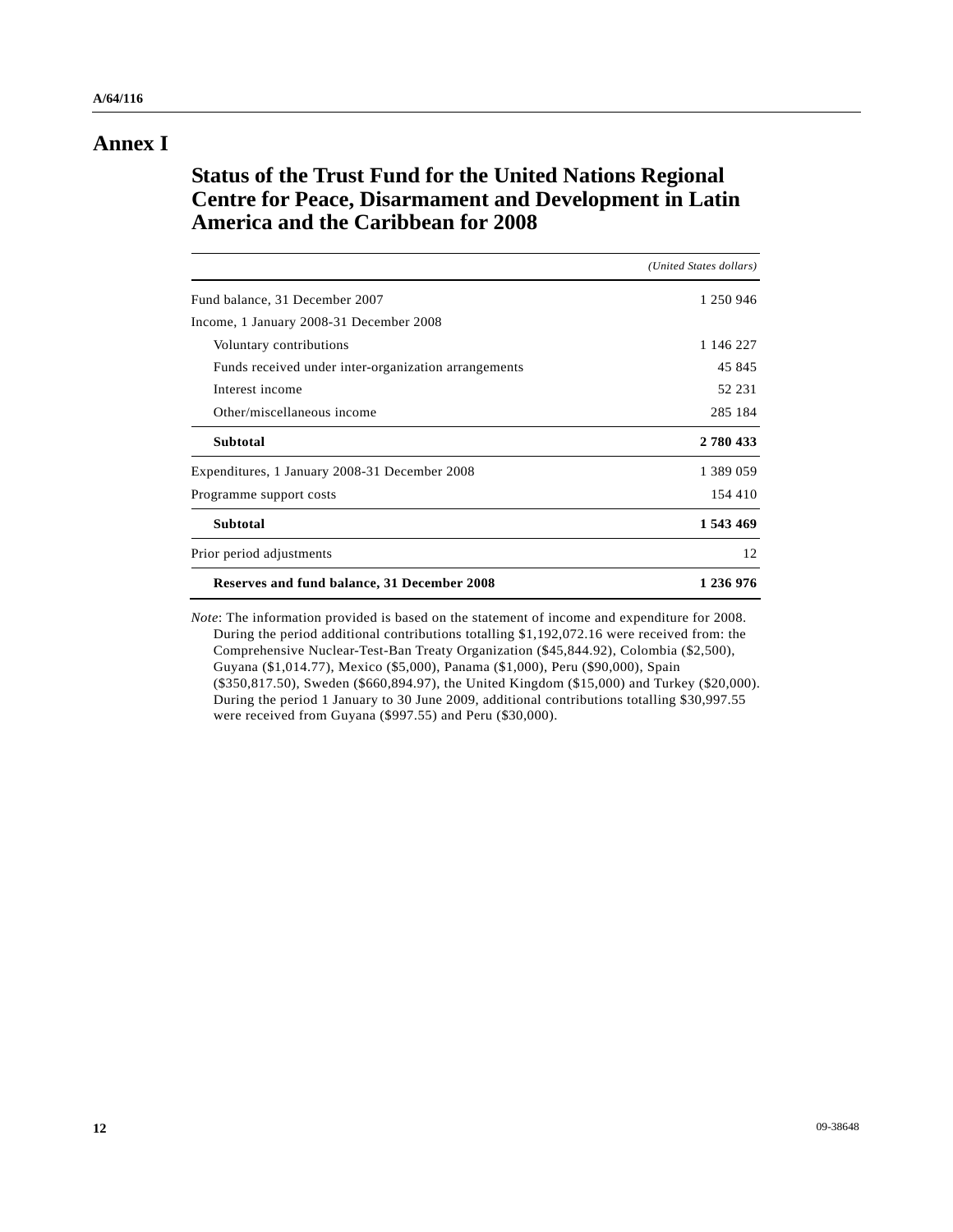# Annex I

## Status of the Trust Fund for the United Nations Regional Centre for Peace, Disarmament and Development in Latin America and the Caribbean for 2008

| | *(United States dollars)* |
|---|---:|
| Fund balance, 31 December 2007 | 1 250 946 |
| Income, 1 January 2008-31 December 2008 | |
| Voluntary contributions | 1 146 227 |
| Funds received under inter-organization arrangements | 45 845 |
| Interest income | 52 231 |
| Other/miscellaneous income | 285 184 |
| **Subtotal** | **2 780 433** |
| Expenditures, 1 January 2008-31 December 2008 | 1 389 059 |
| Programme support costs | 154 410 |
| **Subtotal** | **1 543 469** |
| Prior period adjustments | 12 |
| **Reserves and fund balance, 31 December 2008** | **1 236 976** |

*Note*: The information provided is based on the statement of income and expenditure for 2008. During the period additional contributions totalling $1,192,072.16 were received from: the Comprehensive Nuclear-Test-Ban Treaty Organization ($45,844.92), Colombia ($2,500), Guyana ($1,014.77), Mexico ($5,000), Panama ($1,000), Peru ($90,000), Spain ($350,817.50), Sweden ($660,894.97), the United Kingdom ($15,000) and Turkey ($20,000). During the period 1 January to 30 June 2009, additional contributions totalling $30,997.55 were received from Guyana ($997.55) and Peru ($30,000).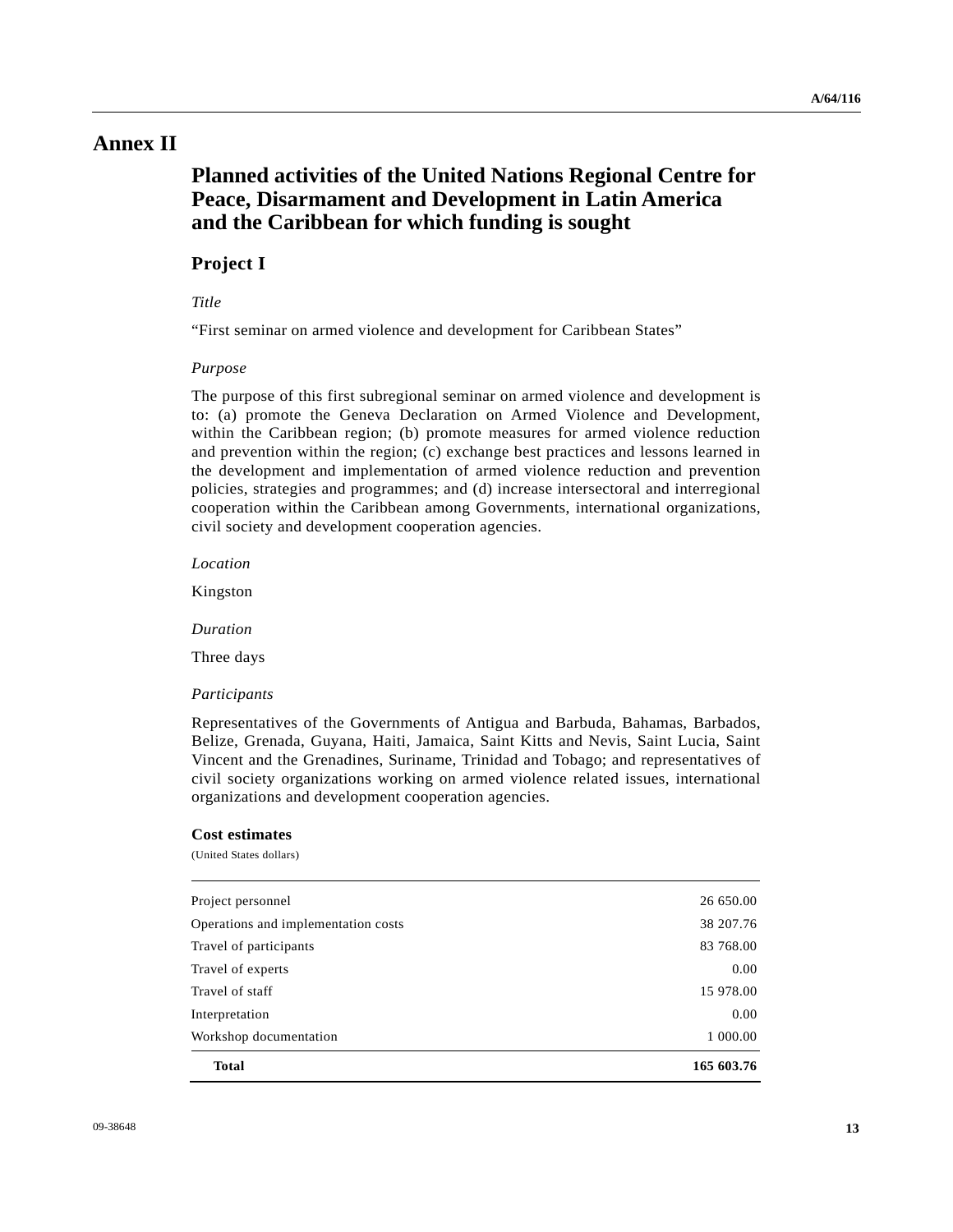# Annex II

## Planned activities of the United Nations Regional Centre for Peace, Disarmament and Development in Latin America and the Caribbean for which funding is sought

### Project I

*Title*

"First seminar on armed violence and development for Caribbean States"

*Purpose*

The purpose of this first subregional seminar on armed violence and development is to: (a) promote the Geneva Declaration on Armed Violence and Development, within the Caribbean region; (b) promote measures for armed violence reduction and prevention within the region; (c) exchange best practices and lessons learned in the development and implementation of armed violence reduction and prevention policies, strategies and programmes; and (d) increase intersectoral and interregional cooperation within the Caribbean among Governments, international organizations, civil society and development cooperation agencies.

*Location*

Kingston

*Duration*

Three days

*Participants*

Representatives of the Governments of Antigua and Barbuda, Bahamas, Barbados, Belize, Grenada, Guyana, Haiti, Jamaica, Saint Kitts and Nevis, Saint Lucia, Saint Vincent and the Grenadines, Suriname, Trinidad and Tobago; and representatives of civil society organizations working on armed violence related issues, international organizations and development cooperation agencies.

**Cost estimates**

(United States dollars)

| | |
|---|---|
| Project personnel | 26 650.00 |
| Operations and implementation costs | 38 207.76 |
| Travel of participants | 83 768.00 |
| Travel of experts | 0.00 |
| Travel of staff | 15 978.00 |
| Interpretation | 0.00 |
| Workshop documentation | 1 000.00 |
| **Total** | **165 603.76** |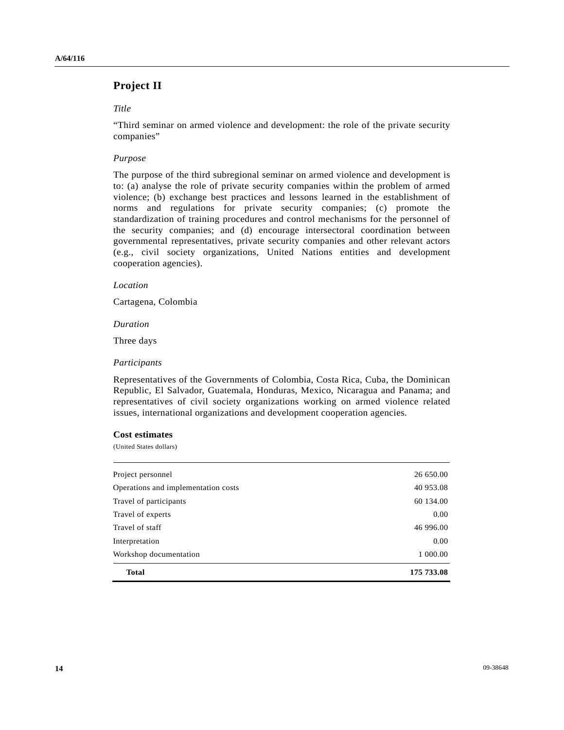## Project II

*Title*

"Third seminar on armed violence and development: the role of the private security companies"

*Purpose*

The purpose of the third subregional seminar on armed violence and development is to: (a) analyse the role of private security companies within the problem of armed violence; (b) exchange best practices and lessons learned in the establishment of norms and regulations for private security companies; (c) promote the standardization of training procedures and control mechanisms for the personnel of the security companies; and (d) encourage intersectoral coordination between governmental representatives, private security companies and other relevant actors (e.g., civil society organizations, United Nations entities and development cooperation agencies).

*Location*

Cartagena, Colombia

*Duration*

Three days

*Participants*

Representatives of the Governments of Colombia, Costa Rica, Cuba, the Dominican Republic, El Salvador, Guatemala, Honduras, Mexico, Nicaragua and Panama; and representatives of civil society organizations working on armed violence related issues, international organizations and development cooperation agencies.

**Cost estimates**

(United States dollars)

| | |
|---|---:|
| Project personnel | 26 650.00 |
| Operations and implementation costs | 40 953.08 |
| Travel of participants | 60 134.00 |
| Travel of experts | 0.00 |
| Travel of staff | 46 996.00 |
| Interpretation | 0.00 |
| Workshop documentation | 1 000.00 |
| **Total** | **175 733.08** |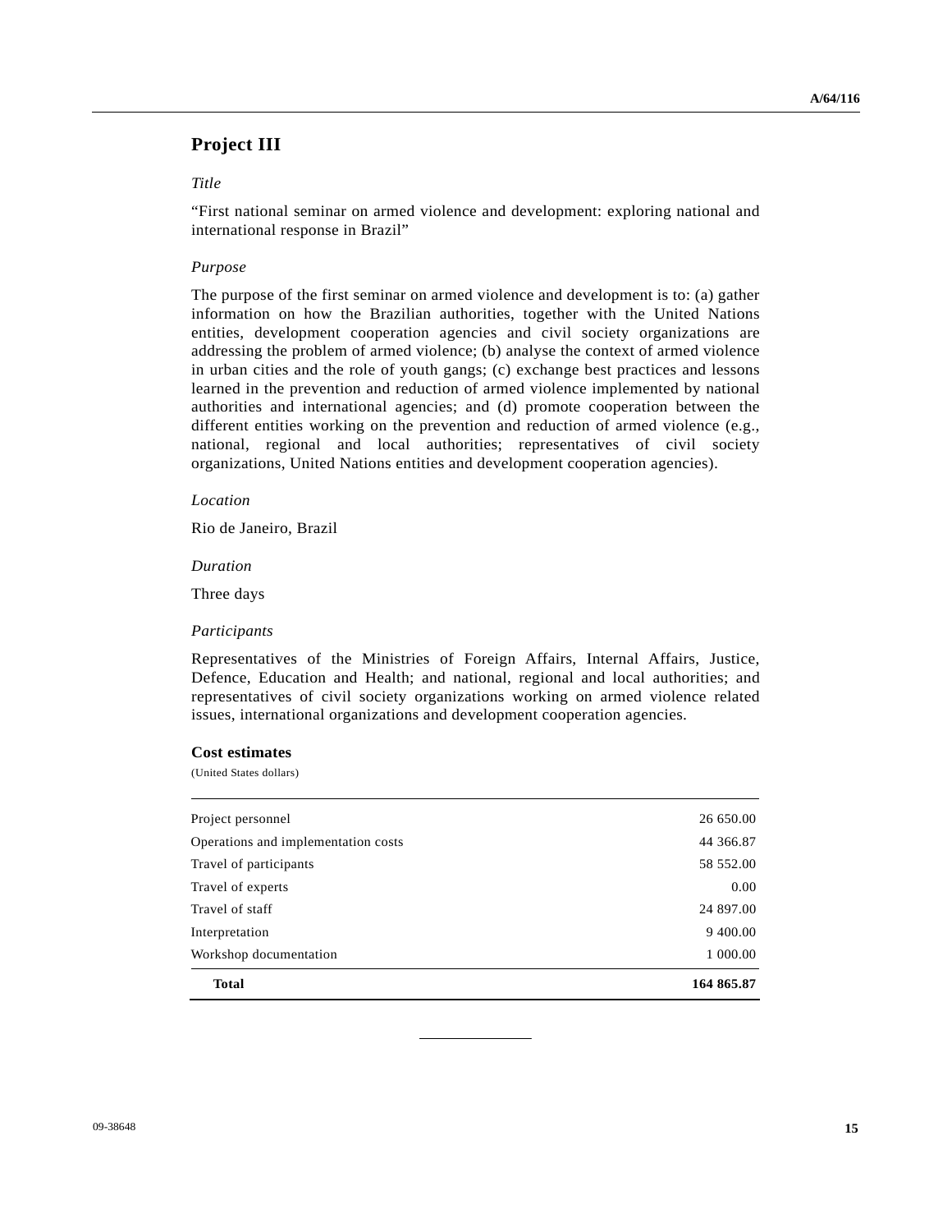## Project III

*Title*

"First national seminar on armed violence and development: exploring national and international response in Brazil"

*Purpose*

The purpose of the first seminar on armed violence and development is to: (a) gather information on how the Brazilian authorities, together with the United Nations entities, development cooperation agencies and civil society organizations are addressing the problem of armed violence; (b) analyse the context of armed violence in urban cities and the role of youth gangs; (c) exchange best practices and lessons learned in the prevention and reduction of armed violence implemented by national authorities and international agencies; and (d) promote cooperation between the different entities working on the prevention and reduction of armed violence (e.g., national, regional and local authorities; representatives of civil society organizations, United Nations entities and development cooperation agencies).

*Location*

Rio de Janeiro, Brazil

*Duration*

Three days

*Participants*

Representatives of the Ministries of Foreign Affairs, Internal Affairs, Justice, Defence, Education and Health; and national, regional and local authorities; and representatives of civil society organizations working on armed violence related issues, international organizations and development cooperation agencies.

**Cost estimates**

(United States dollars)

| | |
|---|---|
| Project personnel | 26 650.00 |
| Operations and implementation costs | 44 366.87 |
| Travel of participants | 58 552.00 |
| Travel of experts | 0.00 |
| Travel of staff | 24 897.00 |
| Interpretation | 9 400.00 |
| Workshop documentation | 1 000.00 |
| **Total** | **164 865.87** |